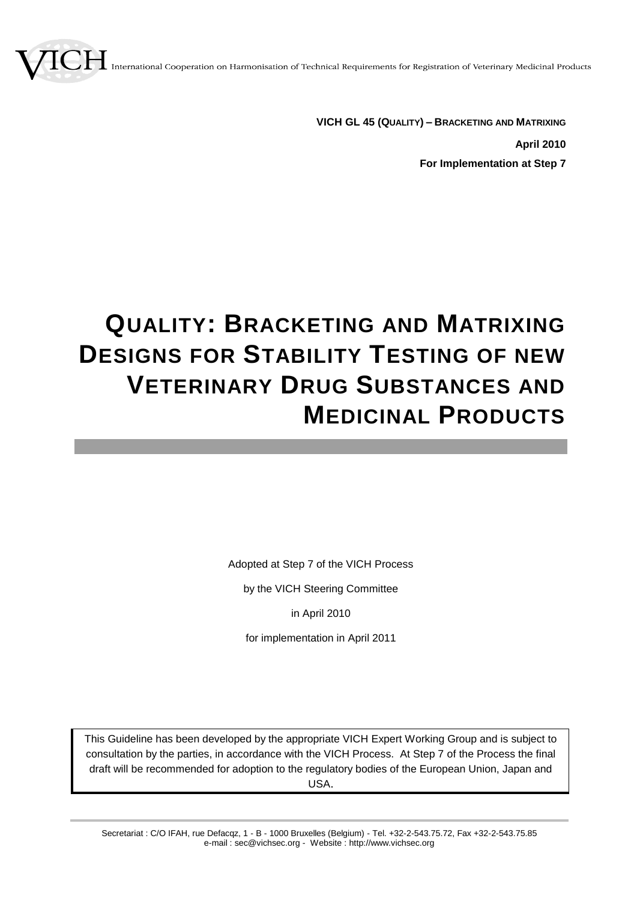VICH International Cooperation on Harmonisation of Technical Requirements for Registration of Veterinary Medicinal Products

**VICH GL 45 (QUALITY) – BRACKETING AND MATRIXING**

**April 2010**

**For Implementation at Step 7**

# QUALITY: BRACKETING AND MATRIXING DESIGNS FOR STABILITY TESTING OF NEW VETERINARY DRUG SUBSTANCES AND MEDICINAL PRODUCTS

Adopted at Step 7 of the VICH Process

by the VICH Steering Committee

in April 2010

for implementation in April 2011

This Guideline has been developed by the appropriate VICH Expert Working Group and is subject to consultation by the parties, in accordance with the VICH Process. At Step 7 of the Process the final draft will be recommended for adoption to the regulatory bodies of the European Union, Japan and USA.

Secretariat : C/O IFAH, rue Defacqz, 1 - B - 1000 Bruxelles (Belgium) - Tel. +32-2-543.75.72, Fax +32-2-543.75.85
e-mail : sec@vichsec.org - Website : http://www.vichsec.org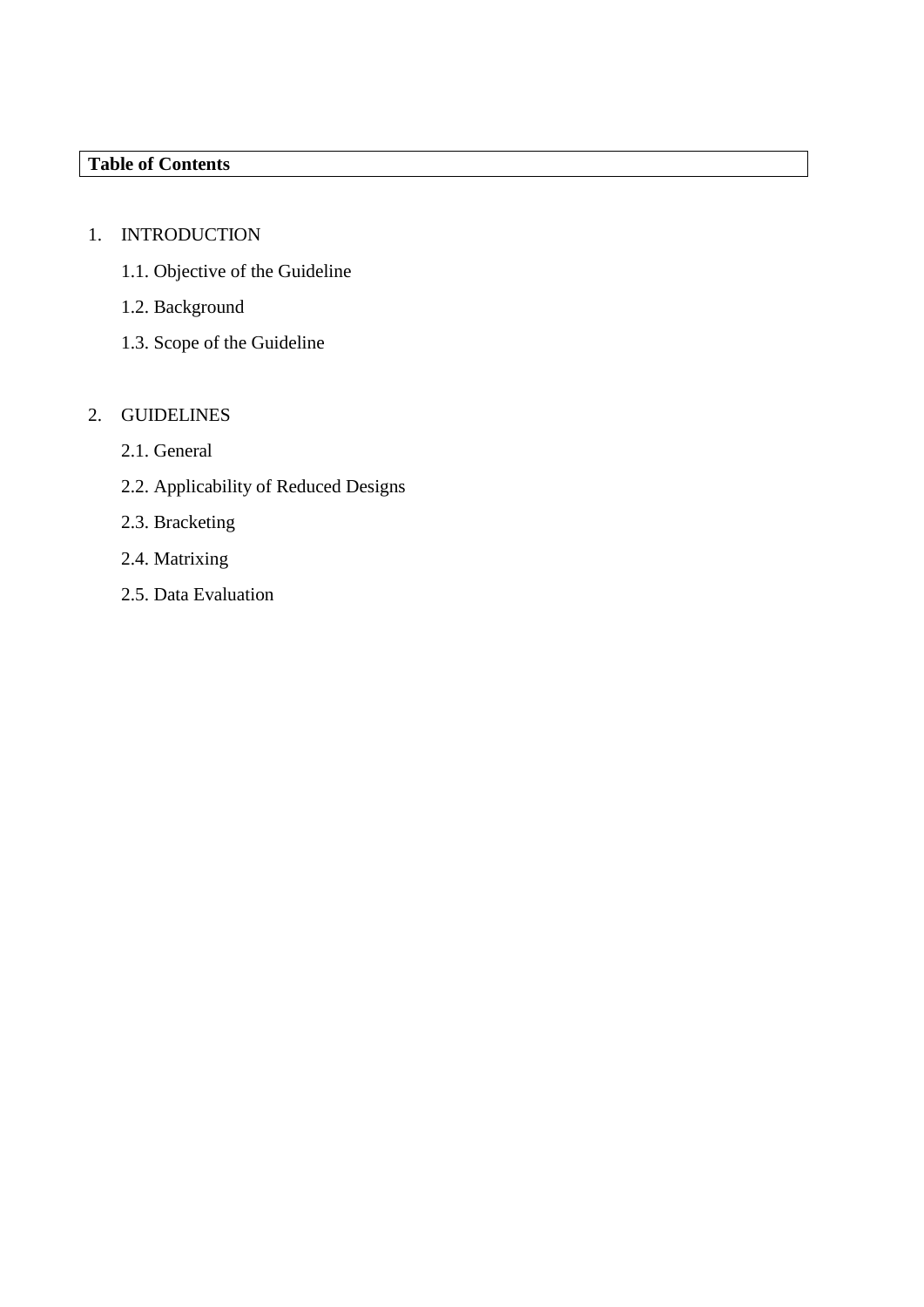**Table of Contents**

1. INTRODUCTION
   - 1.1. Objective of the Guideline
   - 1.2. Background
   - 1.3. Scope of the Guideline

2. GUIDELINES
   - 2.1. General
   - 2.2. Applicability of Reduced Designs
   - 2.3. Bracketing
   - 2.4. Matrixing
   - 2.5. Data Evaluation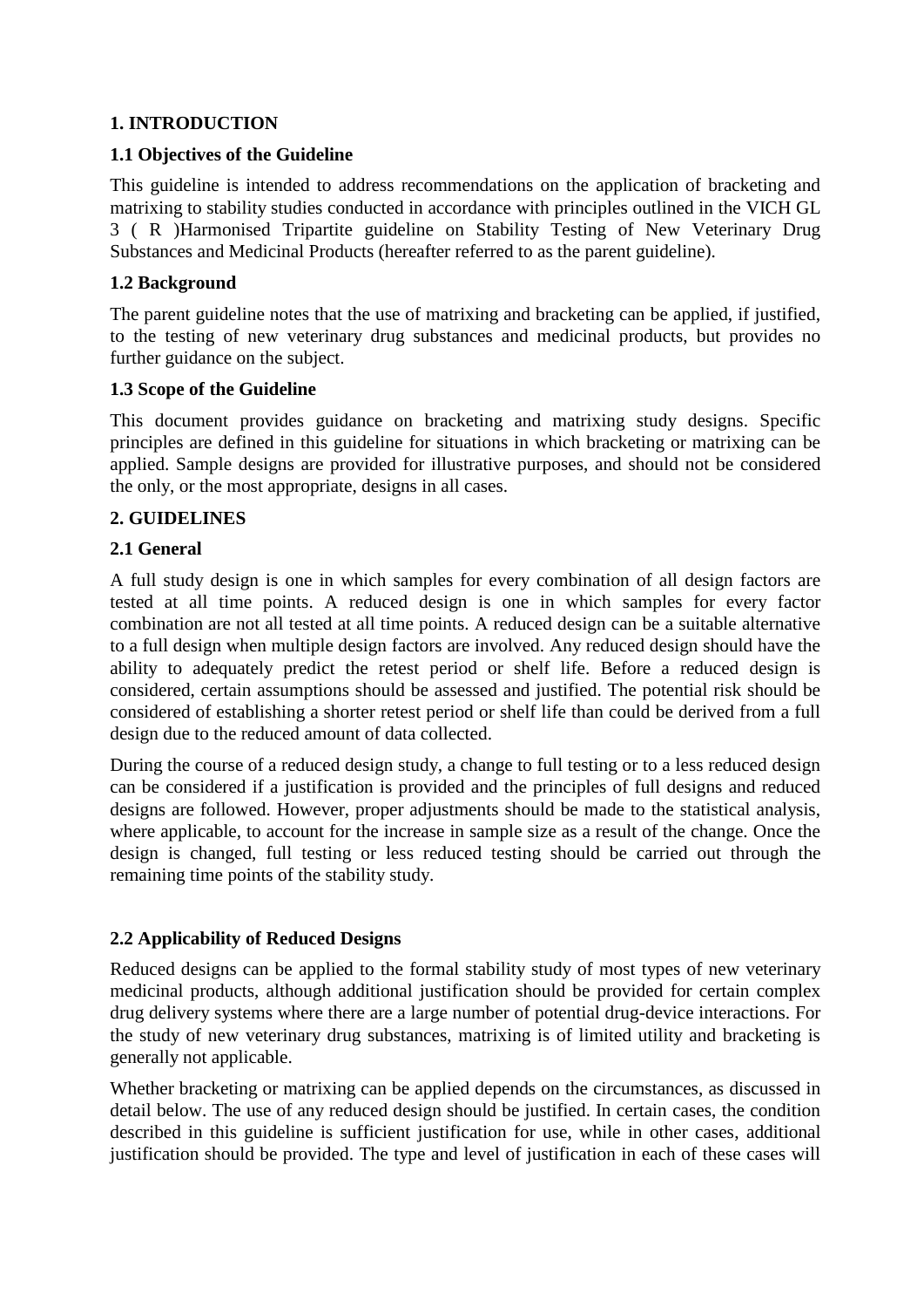## 1. INTRODUCTION

### 1.1 Objectives of the Guideline

This guideline is intended to address recommendations on the application of bracketing and matrixing to stability studies conducted in accordance with principles outlined in the VICH GL 3 ( R )Harmonised Tripartite guideline on Stability Testing of New Veterinary Drug Substances and Medicinal Products (hereafter referred to as the parent guideline).

### 1.2 Background

The parent guideline notes that the use of matrixing and bracketing can be applied, if justified, to the testing of new veterinary drug substances and medicinal products, but provides no further guidance on the subject.

### 1.3 Scope of the Guideline

This document provides guidance on bracketing and matrixing study designs. Specific principles are defined in this guideline for situations in which bracketing or matrixing can be applied. Sample designs are provided for illustrative purposes, and should not be considered the only, or the most appropriate, designs in all cases.

## 2. GUIDELINES

### 2.1 General

A full study design is one in which samples for every combination of all design factors are tested at all time points. A reduced design is one in which samples for every factor combination are not all tested at all time points. A reduced design can be a suitable alternative to a full design when multiple design factors are involved. Any reduced design should have the ability to adequately predict the retest period or shelf life. Before a reduced design is considered, certain assumptions should be assessed and justified. The potential risk should be considered of establishing a shorter retest period or shelf life than could be derived from a full design due to the reduced amount of data collected.

During the course of a reduced design study, a change to full testing or to a less reduced design can be considered if a justification is provided and the principles of full designs and reduced designs are followed. However, proper adjustments should be made to the statistical analysis, where applicable, to account for the increase in sample size as a result of the change. Once the design is changed, full testing or less reduced testing should be carried out through the remaining time points of the stability study.

### 2.2 Applicability of Reduced Designs

Reduced designs can be applied to the formal stability study of most types of new veterinary medicinal products, although additional justification should be provided for certain complex drug delivery systems where there are a large number of potential drug-device interactions. For the study of new veterinary drug substances, matrixing is of limited utility and bracketing is generally not applicable.

Whether bracketing or matrixing can be applied depends on the circumstances, as discussed in detail below. The use of any reduced design should be justified. In certain cases, the condition described in this guideline is sufficient justification for use, while in other cases, additional justification should be provided. The type and level of justification in each of these cases will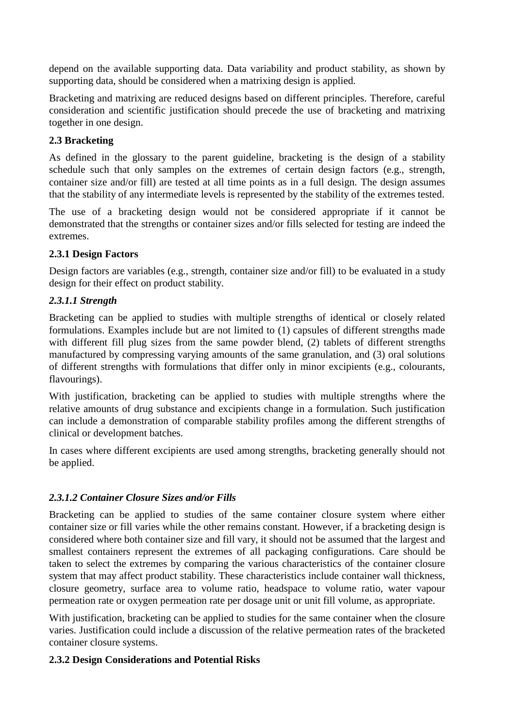depend on the available supporting data. Data variability and product stability, as shown by supporting data, should be considered when a matrixing design is applied.

Bracketing and matrixing are reduced designs based on different principles. Therefore, careful consideration and scientific justification should precede the use of bracketing and matrixing together in one design.

### 2.3 Bracketing

As defined in the glossary to the parent guideline, bracketing is the design of a stability schedule such that only samples on the extremes of certain design factors (e.g., strength, container size and/or fill) are tested at all time points as in a full design. The design assumes that the stability of any intermediate levels is represented by the stability of the extremes tested.

The use of a bracketing design would not be considered appropriate if it cannot be demonstrated that the strengths or container sizes and/or fills selected for testing are indeed the extremes.

#### 2.3.1 Design Factors

Design factors are variables (e.g., strength, container size and/or fill) to be evaluated in a study design for their effect on product stability.

##### *2.3.1.1 Strength*

Bracketing can be applied to studies with multiple strengths of identical or closely related formulations. Examples include but are not limited to (1) capsules of different strengths made with different fill plug sizes from the same powder blend, (2) tablets of different strengths manufactured by compressing varying amounts of the same granulation, and (3) oral solutions of different strengths with formulations that differ only in minor excipients (e.g., colourants, flavourings).

With justification, bracketing can be applied to studies with multiple strengths where the relative amounts of drug substance and excipients change in a formulation. Such justification can include a demonstration of comparable stability profiles among the different strengths of clinical or development batches.

In cases where different excipients are used among strengths, bracketing generally should not be applied.

##### *2.3.1.2 Container Closure Sizes and/or Fills*

Bracketing can be applied to studies of the same container closure system where either container size or fill varies while the other remains constant. However, if a bracketing design is considered where both container size and fill vary, it should not be assumed that the largest and smallest containers represent the extremes of all packaging configurations. Care should be taken to select the extremes by comparing the various characteristics of the container closure system that may affect product stability. These characteristics include container wall thickness, closure geometry, surface area to volume ratio, headspace to volume ratio, water vapour permeation rate or oxygen permeation rate per dosage unit or unit fill volume, as appropriate.

With justification, bracketing can be applied to studies for the same container when the closure varies. Justification could include a discussion of the relative permeation rates of the bracketed container closure systems.

#### 2.3.2 Design Considerations and Potential Risks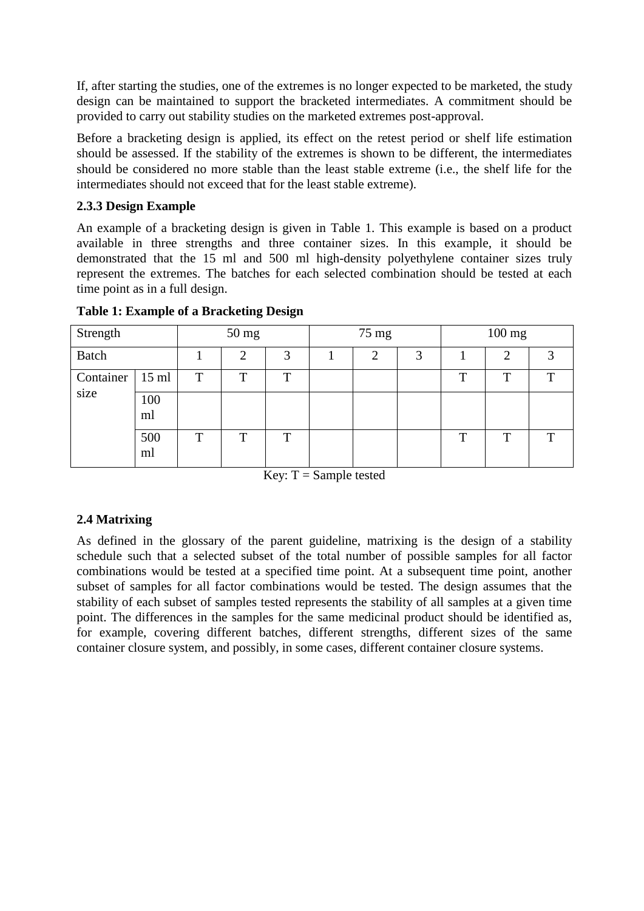If, after starting the studies, one of the extremes is no longer expected to be marketed, the study design can be maintained to support the bracketed intermediates. A commitment should be provided to carry out stability studies on the marketed extremes post-approval.

Before a bracketing design is applied, its effect on the retest period or shelf life estimation should be assessed. If the stability of the extremes is shown to be different, the intermediates should be considered no more stable than the least stable extreme (i.e., the shelf life for the intermediates should not exceed that for the least stable extreme).

### 2.3.3 Design Example

An example of a bracketing design is given in Table 1. This example is based on a product available in three strengths and three container sizes. In this example, it should be demonstrated that the 15 ml and 500 ml high-density polyethylene container sizes truly represent the extremes. The batches for each selected combination should be tested at each time point as in a full design.

**Table 1: Example of a Bracketing Design**

| Strength | | 50 mg | | | 75 mg | | | 100 mg | | |
|---|---|---|---|---|---|---|---|---|---|---|
| Batch | | 1 | 2 | 3 | 1 | 2 | 3 | 1 | 2 | 3 |
| Container size | 15 ml | T | T | T | | | | T | T | T |
| | 100 ml | | | | | | | | | |
| | 500 ml | T | T | T | | | | T | T | T |

Key: T = Sample tested

## 2.4 Matrixing

As defined in the glossary of the parent guideline, matrixing is the design of a stability schedule such that a selected subset of the total number of possible samples for all factor combinations would be tested at a specified time point. At a subsequent time point, another subset of samples for all factor combinations would be tested. The design assumes that the stability of each subset of samples tested represents the stability of all samples at a given time point. The differences in the samples for the same medicinal product should be identified as, for example, covering different batches, different strengths, different sizes of the same container closure system, and possibly, in some cases, different container closure systems.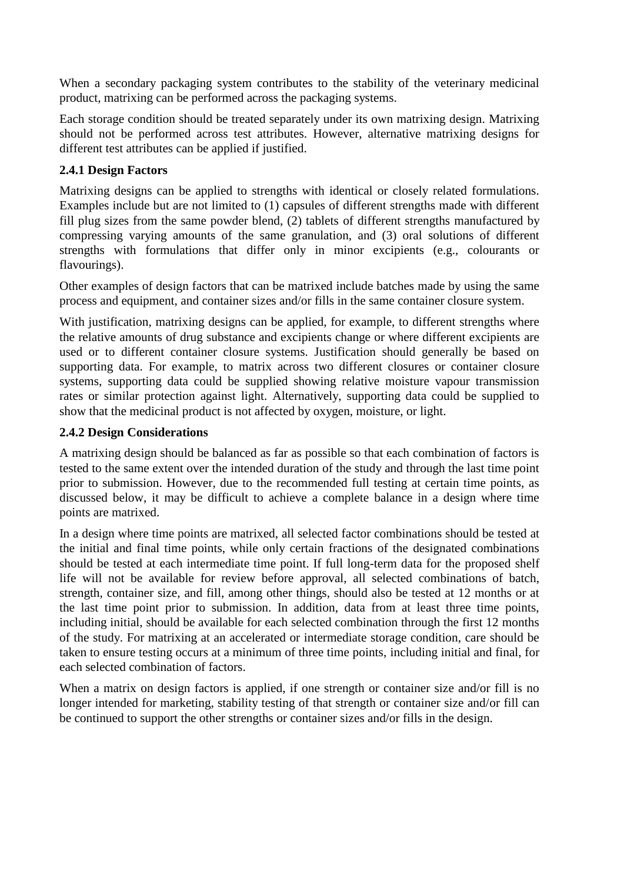When a secondary packaging system contributes to the stability of the veterinary medicinal product, matrixing can be performed across the packaging systems.

Each storage condition should be treated separately under its own matrixing design. Matrixing should not be performed across test attributes. However, alternative matrixing designs for different test attributes can be applied if justified.

### 2.4.1 Design Factors

Matrixing designs can be applied to strengths with identical or closely related formulations. Examples include but are not limited to (1) capsules of different strengths made with different fill plug sizes from the same powder blend, (2) tablets of different strengths manufactured by compressing varying amounts of the same granulation, and (3) oral solutions of different strengths with formulations that differ only in minor excipients (e.g., colourants or flavourings).

Other examples of design factors that can be matrixed include batches made by using the same process and equipment, and container sizes and/or fills in the same container closure system.

With justification, matrixing designs can be applied, for example, to different strengths where the relative amounts of drug substance and excipients change or where different excipients are used or to different container closure systems. Justification should generally be based on supporting data. For example, to matrix across two different closures or container closure systems, supporting data could be supplied showing relative moisture vapour transmission rates or similar protection against light. Alternatively, supporting data could be supplied to show that the medicinal product is not affected by oxygen, moisture, or light.

### 2.4.2 Design Considerations

A matrixing design should be balanced as far as possible so that each combination of factors is tested to the same extent over the intended duration of the study and through the last time point prior to submission. However, due to the recommended full testing at certain time points, as discussed below, it may be difficult to achieve a complete balance in a design where time points are matrixed.

In a design where time points are matrixed, all selected factor combinations should be tested at the initial and final time points, while only certain fractions of the designated combinations should be tested at each intermediate time point. If full long-term data for the proposed shelf life will not be available for review before approval, all selected combinations of batch, strength, container size, and fill, among other things, should also be tested at 12 months or at the last time point prior to submission. In addition, data from at least three time points, including initial, should be available for each selected combination through the first 12 months of the study. For matrixing at an accelerated or intermediate storage condition, care should be taken to ensure testing occurs at a minimum of three time points, including initial and final, for each selected combination of factors.

When a matrix on design factors is applied, if one strength or container size and/or fill is no longer intended for marketing, stability testing of that strength or container size and/or fill can be continued to support the other strengths or container sizes and/or fills in the design.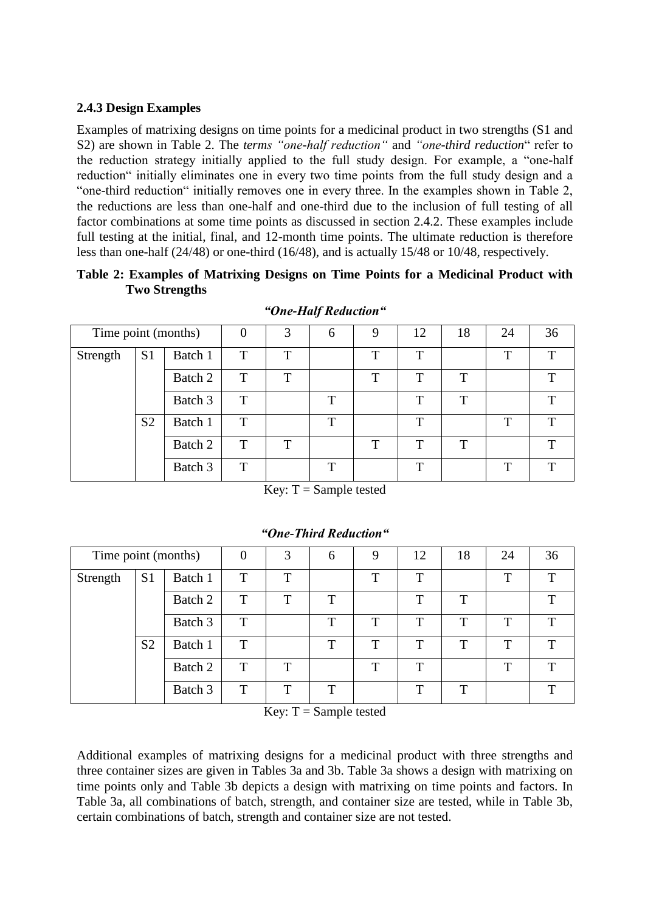### 2.4.3 Design Examples

Examples of matrixing designs on time points for a medicinal product in two strengths (S1 and S2) are shown in Table 2. The *terms "one-half reduction"* and *"one-third reduction*" refer to the reduction strategy initially applied to the full study design. For example, a "one-half reduction" initially eliminates one in every two time points from the full study design and a "one-third reduction" initially removes one in every three. In the examples shown in Table 2, the reductions are less than one-half and one-third due to the inclusion of full testing of all factor combinations at some time points as discussed in section 2.4.2. These examples include full testing at the initial, final, and 12-month time points. The ultimate reduction is therefore less than one-half (24/48) or one-third (16/48), and is actually 15/48 or 10/48, respectively.

**Table 2: Examples of Matrixing Designs on Time Points for a Medicinal Product with Two Strengths**

***"One-Half Reduction"***

| Time point (months) | | | 0 | 3 | 6 | 9 | 12 | 18 | 24 | 36 |
|---|---|---|---|---|---|---|---|---|---|---|
| Strength | S1 | Batch 1 | T | T | | T | T | | T | T |
| | | Batch 2 | T | T | | T | T | T | | T |
| | | Batch 3 | T | | T | | T | T | | T |
| | S2 | Batch 1 | T | | T | | T | | T | T |
| | | Batch 2 | T | T | | T | T | T | | T |
| | | Batch 3 | T | | T | | T | | T | T |

Key: T = Sample tested

***"One-Third Reduction"***

| Time point (months) | | | 0 | 3 | 6 | 9 | 12 | 18 | 24 | 36 |
|---|---|---|---|---|---|---|---|---|---|---|
| Strength | S1 | Batch 1 | T | T | | T | T | | T | T |
| | | Batch 2 | T | T | T | | T | T | | T |
| | | Batch 3 | T | | T | T | T | T | T | T |
| | S2 | Batch 1 | T | | T | T | T | T | T | T |
| | | Batch 2 | T | T | | T | T | | T | T |
| | | Batch 3 | T | T | T | | T | T | | T |

Key: T = Sample tested

Additional examples of matrixing designs for a medicinal product with three strengths and three container sizes are given in Tables 3a and 3b. Table 3a shows a design with matrixing on time points only and Table 3b depicts a design with matrixing on time points and factors. In Table 3a, all combinations of batch, strength, and container size are tested, while in Table 3b, certain combinations of batch, strength and container size are not tested.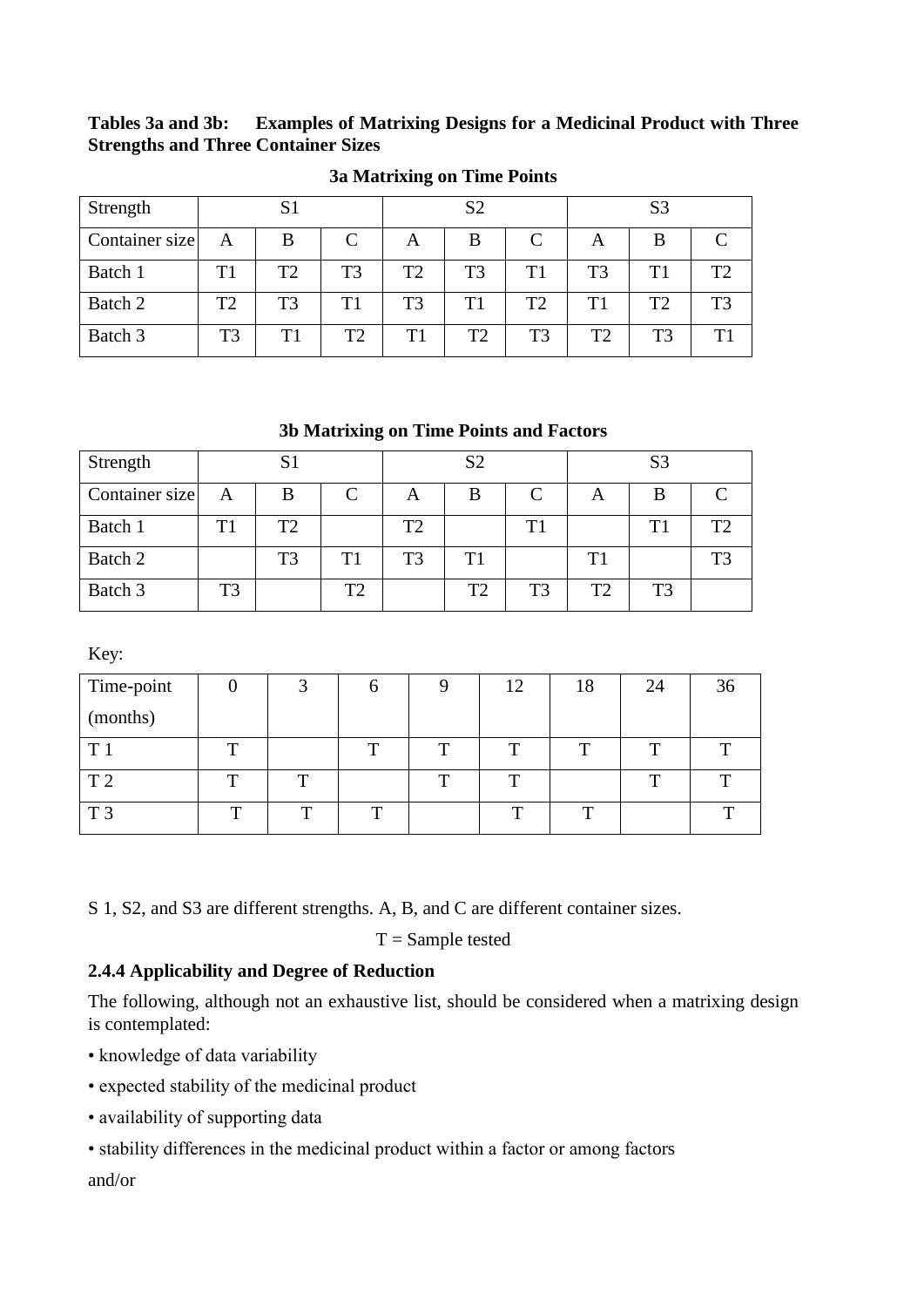**Tables 3a and 3b: Examples of Matrixing Designs for a Medicinal Product with Three Strengths and Three Container Sizes**

**3a Matrixing on Time Points**

| Strength | S1 | | | S2 | | | S3 | | |
|---|---|---|---|---|---|---|---|---|---|
| Container size | A | B | C | A | B | C | A | B | C |
| Batch 1 | T1 | T2 | T3 | T2 | T3 | T1 | T3 | T1 | T2 |
| Batch 2 | T2 | T3 | T1 | T3 | T1 | T2 | T1 | T2 | T3 |
| Batch 3 | T3 | T1 | T2 | T1 | T2 | T3 | T2 | T3 | T1 |

**3b Matrixing on Time Points and Factors**

| Strength | S1 | | | S2 | | | S3 | | |
|---|---|---|---|---|---|---|---|---|---|
| Container size | A | B | C | A | B | C | A | B | C |
| Batch 1 | T1 | T2 | | T2 | | T1 | | T1 | T2 |
| Batch 2 | | T3 | T1 | T3 | T1 | | T1 | | T3 |
| Batch 3 | T3 | | T2 | | T2 | T3 | T2 | T3 | |

Key:

| Time-point (months) | 0 | 3 | 6 | 9 | 12 | 18 | 24 | 36 |
|---|---|---|---|---|---|---|---|---|
| T 1 | T | | T | T | T | T | T | T |
| T 2 | T | T | | T | T | | T | T |
| T 3 | T | T | T | | T | T | | T |

S 1, S2, and S3 are different strengths. A, B, and C are different container sizes.

T = Sample tested

### 2.4.4 Applicability and Degree of Reduction

The following, although not an exhaustive list, should be considered when a matrixing design is contemplated:

- knowledge of data variability
- expected stability of the medicinal product
- availability of supporting data
- stability differences in the medicinal product within a factor or among factors

and/or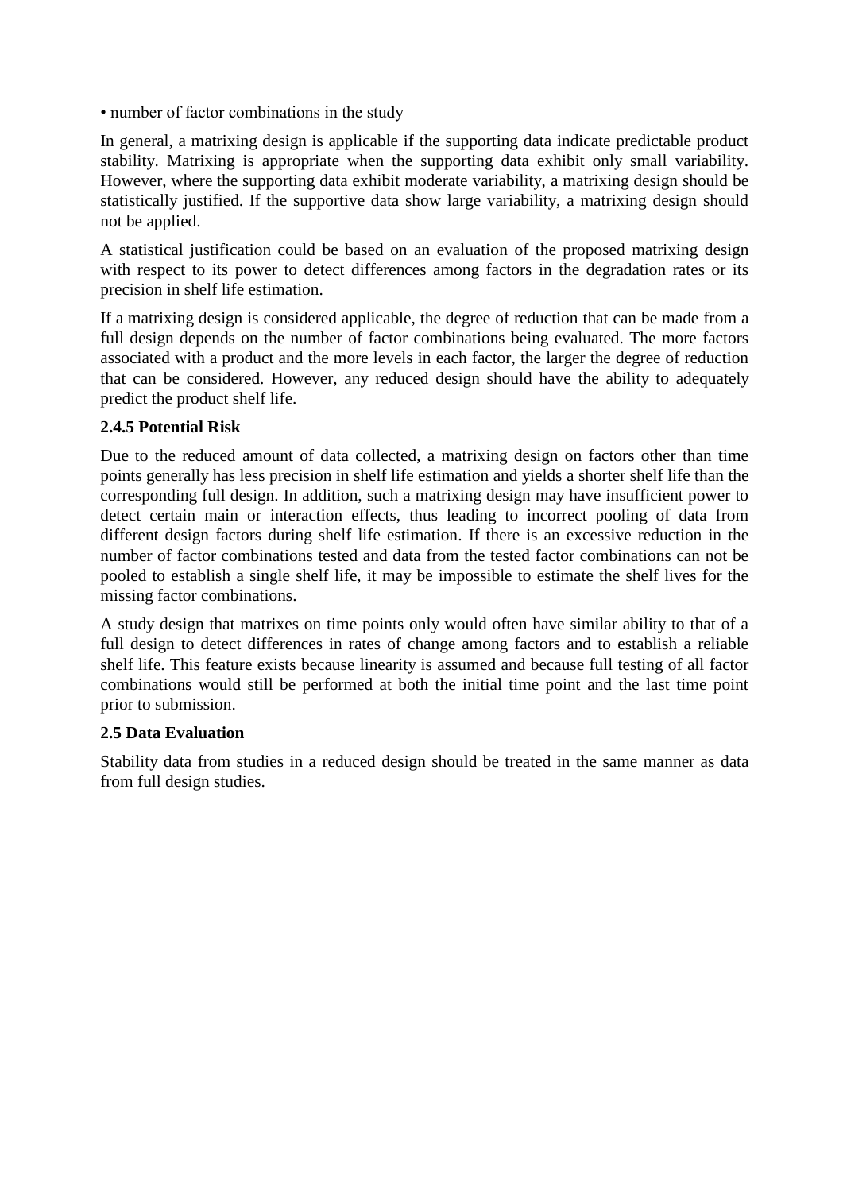• number of factor combinations in the study

In general, a matrixing design is applicable if the supporting data indicate predictable product stability. Matrixing is appropriate when the supporting data exhibit only small variability. However, where the supporting data exhibit moderate variability, a matrixing design should be statistically justified. If the supportive data show large variability, a matrixing design should not be applied.

A statistical justification could be based on an evaluation of the proposed matrixing design with respect to its power to detect differences among factors in the degradation rates or its precision in shelf life estimation.

If a matrixing design is considered applicable, the degree of reduction that can be made from a full design depends on the number of factor combinations being evaluated. The more factors associated with a product and the more levels in each factor, the larger the degree of reduction that can be considered. However, any reduced design should have the ability to adequately predict the product shelf life.

**2.4.5 Potential Risk**

Due to the reduced amount of data collected, a matrixing design on factors other than time points generally has less precision in shelf life estimation and yields a shorter shelf life than the corresponding full design. In addition, such a matrixing design may have insufficient power to detect certain main or interaction effects, thus leading to incorrect pooling of data from different design factors during shelf life estimation. If there is an excessive reduction in the number of factor combinations tested and data from the tested factor combinations can not be pooled to establish a single shelf life, it may be impossible to estimate the shelf lives for the missing factor combinations.

A study design that matrixes on time points only would often have similar ability to that of a full design to detect differences in rates of change among factors and to establish a reliable shelf life. This feature exists because linearity is assumed and because full testing of all factor combinations would still be performed at both the initial time point and the last time point prior to submission.

**2.5 Data Evaluation**

Stability data from studies in a reduced design should be treated in the same manner as data from full design studies.